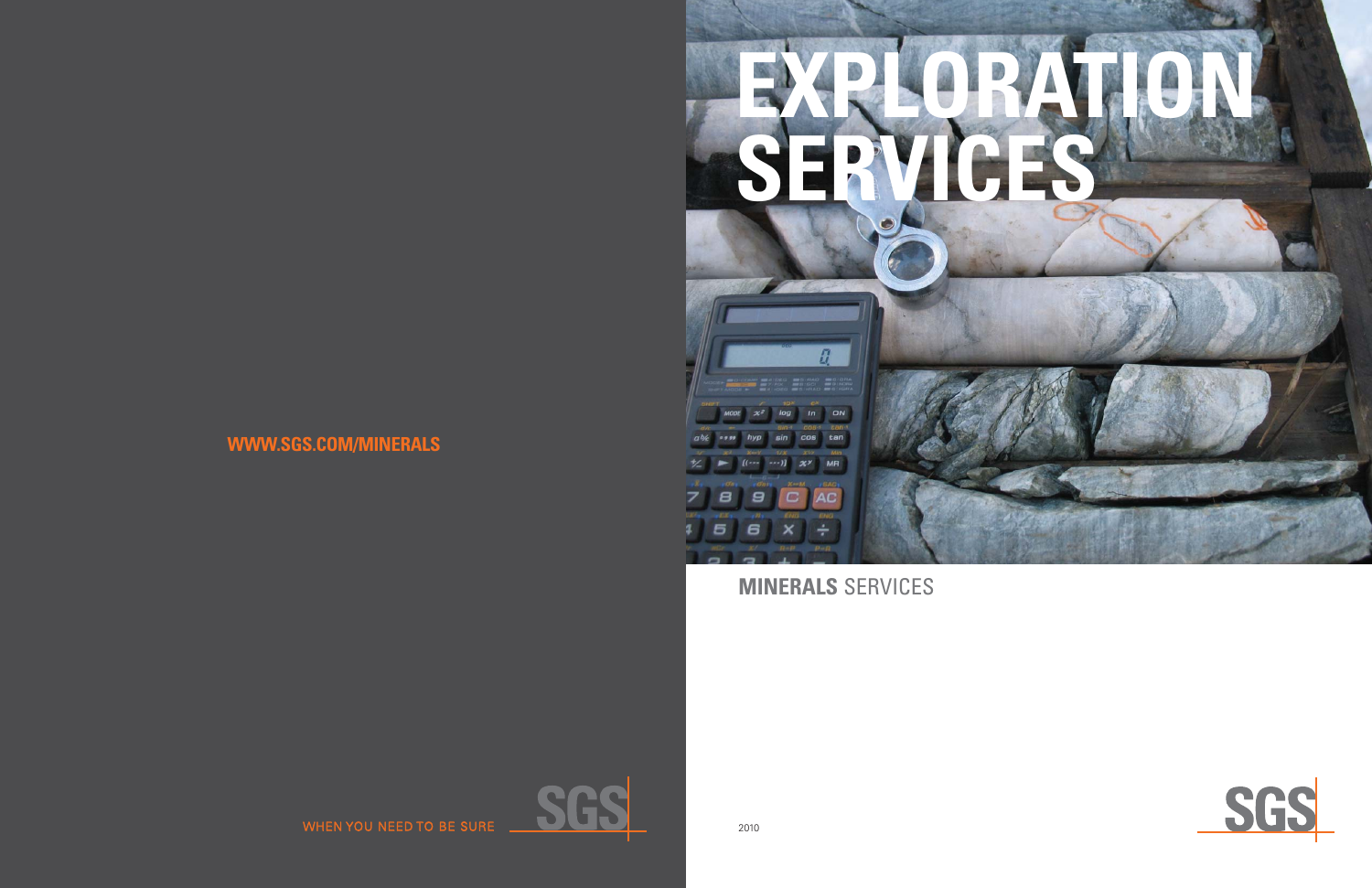WWW.SGS.COM/MINERALS

WHEN YOU NEED TO BE SURE

SGS

# EXPLORATION SERVICES

**MINERALS** SERVICES

2010

SGS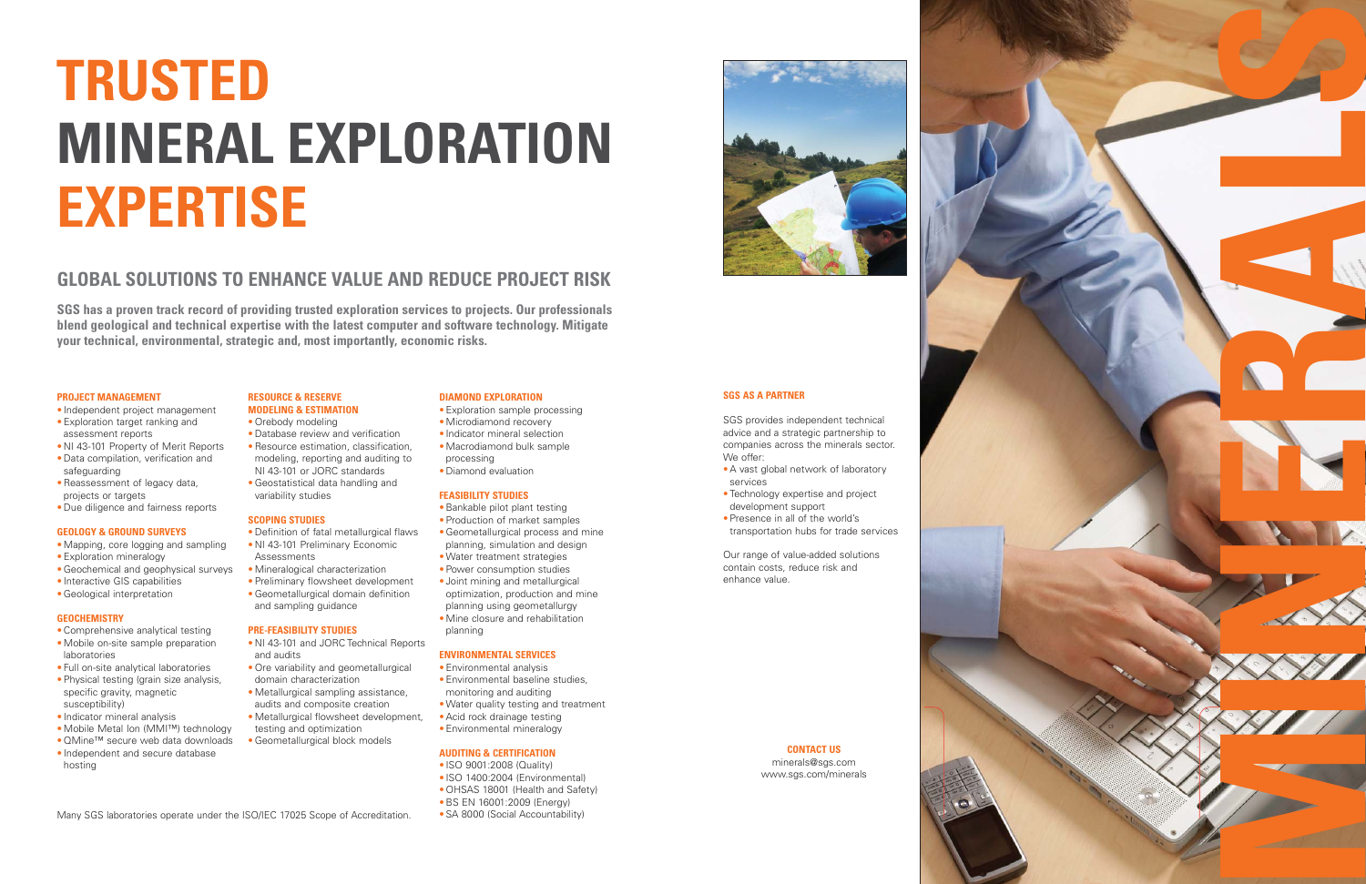# TRUSTED MINERAL EXPLORATION EXPERTISE

## GLOBAL SOLUTIONS TO ENHANCE VALUE AND REDUCE PROJECT RISK

**SGS has a proven track record of providing trusted exploration services to projects. Our professionals blend geological and technical expertise with the latest computer and software technology. Mitigate your technical, environmental, strategic and, most importantly, economic risks.**

### PROJECT MANAGEMENT

- Independent project management
- Exploration target ranking and assessment reports
- NI 43-101 Property of Merit Reports
- Data compilation, verification and safeguarding
- Reassessment of legacy data, projects or targets
- Due diligence and fairness reports

### GEOLOGY & GROUND SURVEYS

- Mapping, core logging and sampling
- Exploration mineralogy
- Geochemical and geophysical surveys
- Interactive GIS capabilities
- Geological interpretation

### GEOCHEMISTRY

- Comprehensive analytical testing
- Mobile on-site sample preparation laboratories
- Full on-site analytical laboratories
- Physical testing (grain size analysis, specific gravity, magnetic susceptibility)
- Indicator mineral analysis
- Mobile Metal Ion (MMI™) technology
- QMine™ secure web data downloads
- Independent and secure database hosting

### RESOURCE & RESERVE MODELING & ESTIMATION

- Orebody modeling
- Database review and verification
- Resource estimation, classification, modeling, reporting and auditing to NI 43-101 or JORC standards
- Geostatistical data handling and variability studies

### SCOPING STUDIES

- Definition of fatal metallurgical flaws
- NI 43-101 Preliminary Economic Assessments
- Mineralogical characterization
- Preliminary flowsheet development
- Geometallurgical domain definition and sampling guidance

### PRE-FEASIBILITY STUDIES

- NI 43-101 and JORC Technical Reports and audits
- Ore variability and geometallurgical domain characterization
- Metallurgical sampling assistance, audits and composite creation
- Metallurgical flowsheet development, testing and optimization
- Geometallurgical block models

### DIAMOND EXPLORATION

- Exploration sample processing
- Microdiamond recovery
- Indicator mineral selection
- Macrodiamond bulk sample processing
- Diamond evaluation

### FEASIBILITY STUDIES

- Bankable pilot plant testing
- Production of market samples
- Geometallurgical process and mine planning, simulation and design
- Water treatment strategies
- Power consumption studies
- Joint mining and metallurgical optimization, production and mine planning using geometallurgy
- Mine closure and rehabilitation planning

### ENVIRONMENTAL SERVICES

- Environmental analysis
- Environmental baseline studies, monitoring and auditing
- Water quality testing and treatment
- Acid rock drainage testing
- Environmental mineralogy

### AUDITING & CERTIFICATION

- ISO 9001:2008 (Quality)
- ISO 1400:2004 (Environmental)
- OHSAS 18001 (Health and Safety)
- BS EN 16001:2009 (Energy)
- SA 8000 (Social Accountability)

Many SGS laboratories operate under the ISO/IEC 17025 Scope of Accreditation.

### SGS AS A PARTNER

SGS provides independent technical advice and a strategic partnership to companies across the minerals sector. We offer:

- A vast global network of laboratory services
- Technology expertise and project development support
- Presence in all of the world's transportation hubs for trade services

Our range of value-added solutions contain costs, reduce risk and enhance value.

**CONTACT US**

minerals@sgs.com
www.sgs.com/minerals

MINERALS